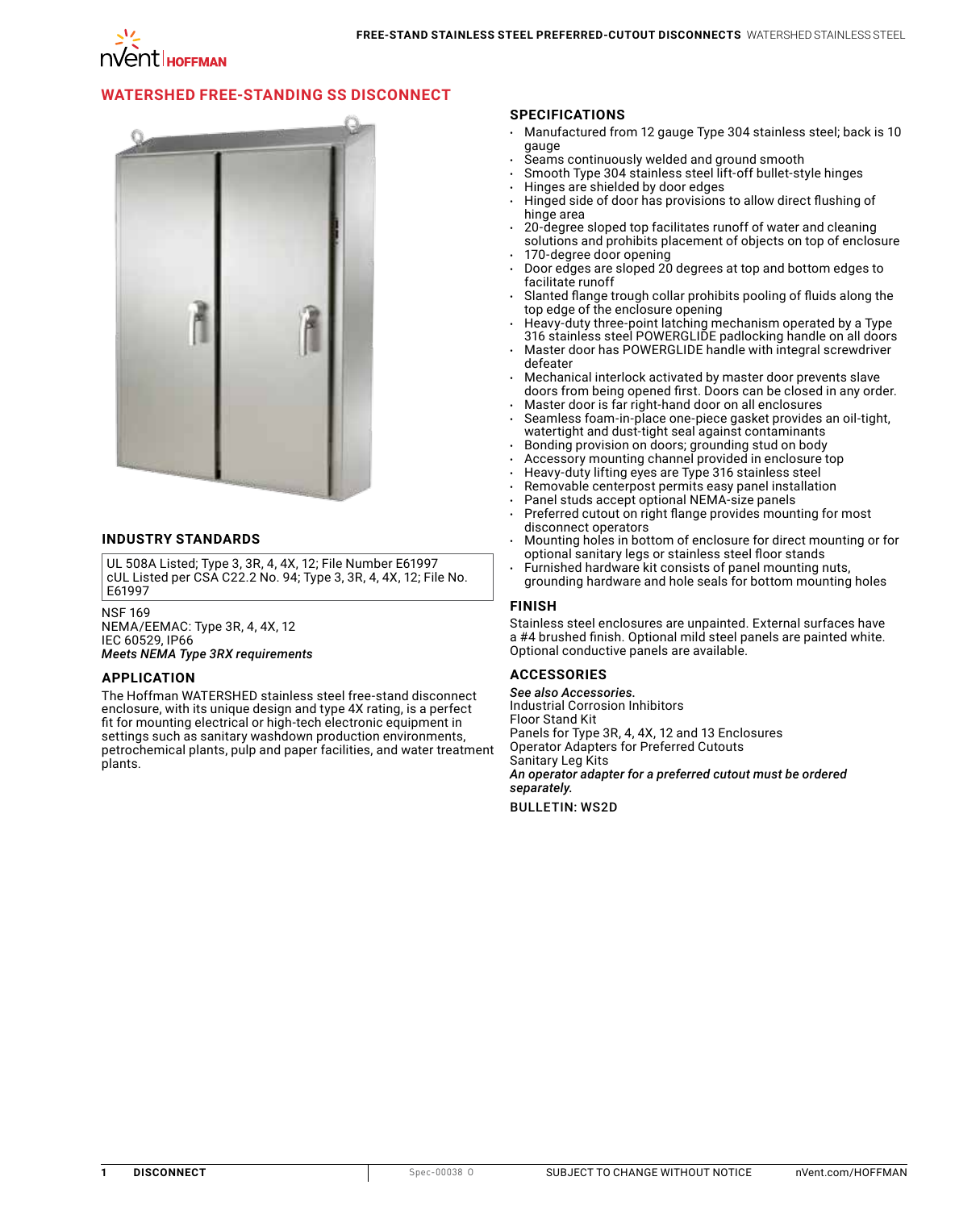## WATERSHED FREE-STANDING SS DISCONNECT

### INDUSTRY STANDARDS

UL 508A Listed; Type 3, 3R, 4, 4X, 12; File Number E61997
cUL Listed per CSA C22.2 No. 94; Type 3, 3R, 4, 4X, 12; File No. E61997

NSF 169
NEMA/EEMAC: Type 3R, 4, 4X, 12
IEC 60529, IP66
***Meets NEMA Type 3RX requirements***

### APPLICATION

The Hoffman WATERSHED stainless steel free-stand disconnect enclosure, with its unique design and type 4X rating, is a perfect fit for mounting electrical or high-tech electronic equipment in settings such as sanitary washdown production environments, petrochemical plants, pulp and paper facilities, and water treatment plants.

### SPECIFICATIONS

- Manufactured from 12 gauge Type 304 stainless steel; back is 10 gauge
- Seams continuously welded and ground smooth
- Smooth Type 304 stainless steel lift-off bullet-style hinges
- Hinges are shielded by door edges
- Hinged side of door has provisions to allow direct flushing of hinge area
- 20-degree sloped top facilitates runoff of water and cleaning solutions and prohibits placement of objects on top of enclosure
- 170-degree door opening
- Door edges are sloped 20 degrees at top and bottom edges to facilitate runoff
- Slanted flange trough collar prohibits pooling of fluids along the top edge of the enclosure opening
- Heavy-duty three-point latching mechanism operated by a Type 316 stainless steel POWERGLIDE padlocking handle on all doors
- Master door has POWERGLIDE handle with integral screwdriver defeater
- Mechanical interlock activated by master door prevents slave doors from being opened first. Doors can be closed in any order.
- Master door is far right-hand door on all enclosures
- Seamless foam-in-place one-piece gasket provides an oil-tight, watertight and dust-tight seal against contaminants
- Bonding provision on doors; grounding stud on body
- Accessory mounting channel provided in enclosure top
- Heavy-duty lifting eyes are Type 316 stainless steel
- Removable centerpost permits easy panel installation
- Panel studs accept optional NEMA-size panels
- Preferred cutout on right flange provides mounting for most disconnect operators
- Mounting holes in bottom of enclosure for direct mounting or for optional sanitary legs or stainless steel floor stands
- Furnished hardware kit consists of panel mounting nuts, grounding hardware and hole seals for bottom mounting holes

### FINISH

Stainless steel enclosures are unpainted. External surfaces have a #4 brushed finish. Optional mild steel panels are painted white. Optional conductive panels are available.

### ACCESSORIES

***See also Accessories.***
Industrial Corrosion Inhibitors
Floor Stand Kit
Panels for Type 3R, 4, 4X, 12 and 13 Enclosures
Operator Adapters for Preferred Cutouts
Sanitary Leg Kits
***An operator adapter for a preferred cutout must be ordered separately.***

**BULLETIN: WS2D**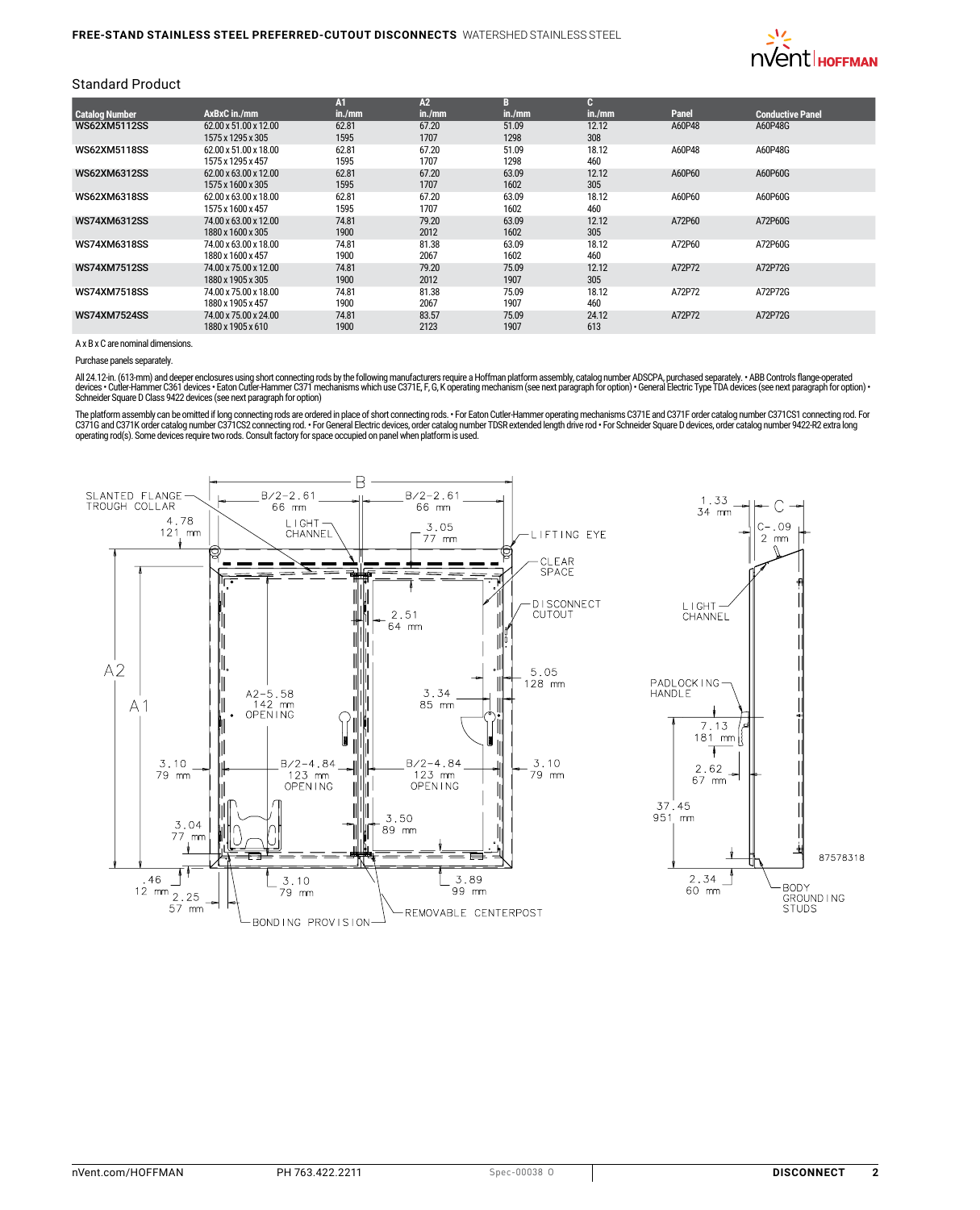## Standard Product

| Catalog Number | AxBxC in./mm | A1 in./mm | A2 in./mm | B in./mm | C in./mm | Panel | Conductive Panel |
|---|---|---|---|---|---|---|---|
| WS62XM5112SS | 62.00 x 51.00 x 12.00<br>1575 x 1295 x 305 | 62.81<br>1595 | 67.20<br>1707 | 51.09<br>1298 | 12.12<br>308 | A60P48 | A60P48G |
| WS62XM5118SS | 62.00 x 51.00 x 18.00<br>1575 x 1295 x 457 | 62.81<br>1595 | 67.20<br>1707 | 51.09<br>1298 | 18.12<br>460 | A60P48 | A60P48G |
| WS62XM6312SS | 62.00 x 63.00 x 12.00<br>1575 x 1600 x 305 | 62.81<br>1595 | 67.20<br>1707 | 63.09<br>1602 | 12.12<br>305 | A60P60 | A60P60G |
| WS62XM6318SS | 62.00 x 63.00 x 18.00<br>1575 x 1600 x 457 | 62.81<br>1595 | 67.20<br>1707 | 63.09<br>1602 | 18.12<br>460 | A60P60 | A60P60G |
| WS74XM6312SS | 74.00 x 63.00 x 12.00<br>1880 x 1600 x 305 | 74.81<br>1900 | 79.20<br>2012 | 63.09<br>1602 | 12.12<br>305 | A72P60 | A72P60G |
| WS74XM6318SS | 74.00 x 63.00 x 18.00<br>1880 x 1600 x 457 | 74.81<br>1900 | 81.38<br>2067 | 63.09<br>1602 | 18.12<br>460 | A72P60 | A72P60G |
| WS74XM7512SS | 74.00 x 75.00 x 12.00<br>1880 x 1905 x 305 | 74.81<br>1900 | 79.20<br>2012 | 75.09<br>1907 | 12.12<br>305 | A72P72 | A72P72G |
| WS74XM7518SS | 74.00 x 75.00 x 18.00<br>1880 x 1905 x 457 | 74.81<br>1900 | 81.38<br>2067 | 75.09<br>1907 | 18.12<br>460 | A72P72 | A72P72G |
| WS74XM7524SS | 74.00 x 75.00 x 24.00<br>1880 x 1905 x 610 | 74.81<br>1900 | 83.57<br>2123 | 75.09<br>1907 | 24.12<br>613 | A72P72 | A72P72G |

A x B x C are nominal dimensions.

Purchase panels separately.

All 24.12-in. (613-mm) and deeper enclosures using short connecting rods by the following manufacturers require a Hoffman platform assembly, catalog number ADSCPA, purchased separately. • ABB Controls flange-operated devices • Cutler-Hammer C361 devices • Eaton Cutler-Hammer C371 mechanisms which use C371E, F, G, K operating mechanism (see next paragraph for option) • General Electric Type TDA devices (see next paragraph for option) • Schneider Square D Class 9422 devices (see next paragraph for option)

The platform assembly can be omitted if long connecting rods are ordered in place of short connecting rods. • For Eaton Cutler-Hammer operating mechanisms C371E and C371F order catalog number C371CS1 connecting rod. For C371G and C371K order catalog number C371CS2 connecting rod. • For General Electric devices, order catalog number TDSR extended length drive rod • For Schneider Square D devices, order catalog number 9422-R2 extra long operating rod(s). Some devices require two rods. Consult factory for space occupied on panel when platform is used.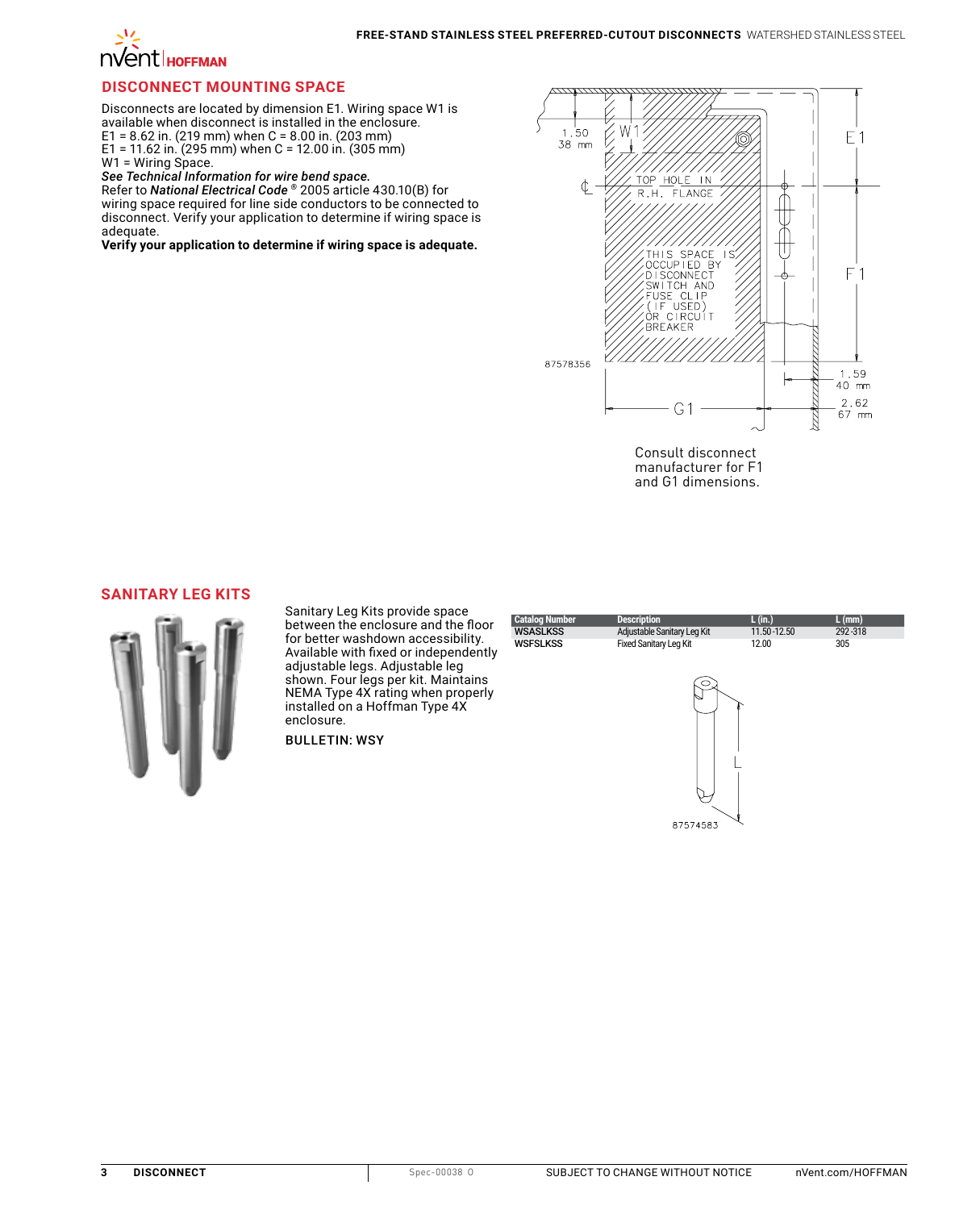## DISCONNECT MOUNTING SPACE

Disconnects are located by dimension E1. Wiring space W1 is available when disconnect is installed in the enclosure.
E1 = 8.62 in. (219 mm) when C = 8.00 in. (203 mm)
E1 = 11.62 in. (295 mm) when C = 12.00 in. (305 mm)
W1 = Wiring Space.
***See Technical Information for wire bend space.***
Refer to ***National Electrical Code*** ® 2005 article 430.10(B) for wiring space required for line side conductors to be connected to disconnect. Verify your application to determine if wiring space is adequate.
**Verify your application to determine if wiring space is adequate.**

Consult disconnect manufacturer for F1 and G1 dimensions.

## SANITARY LEG KITS

Sanitary Leg Kits provide space between the enclosure and the floor for better washdown accessibility. Available with fixed or independently adjustable legs. Adjustable leg shown. Four legs per kit. Maintains NEMA Type 4X rating when properly installed on a Hoffman Type 4X enclosure.

BULLETIN: WSY

| Catalog Number | Description | L (in.) | L (mm) |
|---|---|---|---|
| **WSASLKSS** | Adjustable Sanitary Leg Kit | 11.50-12.50 | 292-318 |
| **WSFSLKSS** | Fixed Sanitary Leg Kit | 12.00 | 305 |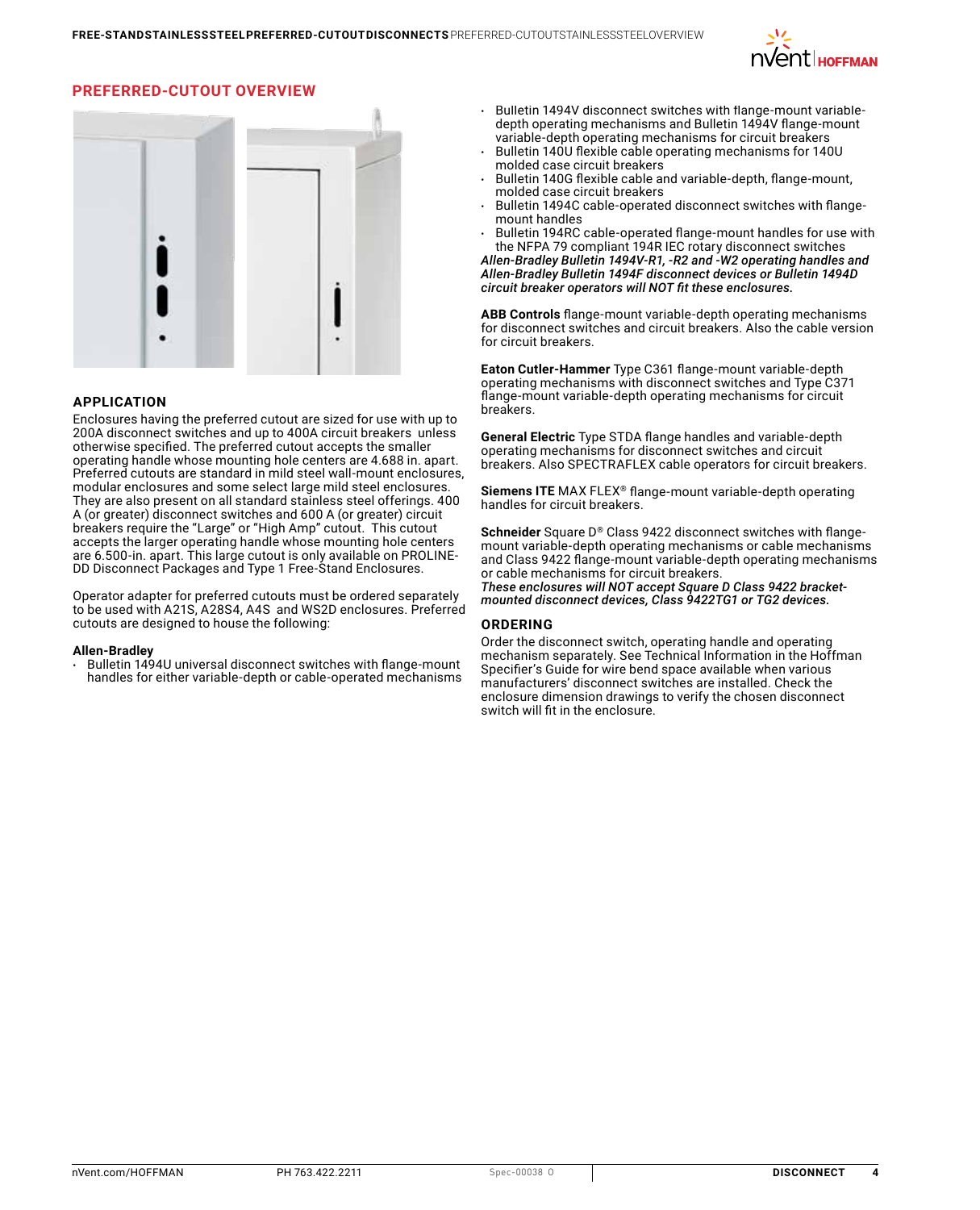## PREFERRED-CUTOUT OVERVIEW

### APPLICATION

Enclosures having the preferred cutout are sized for use with up to 200A disconnect switches and up to 400A circuit breakers unless otherwise specified. The preferred cutout accepts the smaller operating handle whose mounting hole centers are 4.688 in. apart. Preferred cutouts are standard in mild steel wall-mount enclosures, modular enclosures and some select large mild steel enclosures. They are also present on all standard stainless steel offerings. 400 A (or greater) disconnect switches and 600 A (or greater) circuit breakers require the "Large" or "High Amp" cutout. This cutout accepts the larger operating handle whose mounting hole centers are 6.500-in. apart. This large cutout is only available on PROLINE-DD Disconnect Packages and Type 1 Free-Stand Enclosures.

Operator adapter for preferred cutouts must be ordered separately to be used with A21S, A28S4, A4S and WS2D enclosures. Preferred cutouts are designed to house the following:

**Allen-Bradley**

- Bulletin 1494U universal disconnect switches with flange-mount handles for either variable-depth or cable-operated mechanisms
- Bulletin 1494V disconnect switches with flange-mount variable-depth operating mechanisms and Bulletin 1494V flange-mount variable-depth operating mechanisms for circuit breakers
- Bulletin 140U flexible cable operating mechanisms for 140U molded case circuit breakers
- Bulletin 140G flexible cable and variable-depth, flange-mount, molded case circuit breakers
- Bulletin 1494C cable-operated disconnect switches with flange-mount handles
- Bulletin 194RC cable-operated flange-mount handles for use with the NFPA 79 compliant 194R IEC rotary disconnect switches

***Allen-Bradley Bulletin 1494V-R1, -R2 and -W2 operating handles and Allen-Bradley Bulletin 1494F disconnect devices or Bulletin 1494D circuit breaker operators will NOT fit these enclosures.***

**ABB Controls** flange-mount variable-depth operating mechanisms for disconnect switches and circuit breakers. Also the cable version for circuit breakers.

**Eaton Cutler-Hammer** Type C361 flange-mount variable-depth operating mechanisms with disconnect switches and Type C371 flange-mount variable-depth operating mechanisms for circuit breakers.

**General Electric** Type STDA flange handles and variable-depth operating mechanisms for disconnect switches and circuit breakers. Also SPECTRAFLEX cable operators for circuit breakers.

**Siemens ITE** MAX FLEX® flange-mount variable-depth operating handles for circuit breakers.

**Schneider** Square D® Class 9422 disconnect switches with flange-mount variable-depth operating mechanisms or cable mechanisms and Class 9422 flange-mount variable-depth operating mechanisms or cable mechanisms for circuit breakers.
***These enclosures will NOT accept Square D Class 9422 bracket-mounted disconnect devices, Class 9422TG1 or TG2 devices.***

### ORDERING

Order the disconnect switch, operating handle and operating mechanism separately. See Technical Information in the Hoffman Specifier's Guide for wire bend space available when various manufacturers' disconnect switches are installed. Check the enclosure dimension drawings to verify the chosen disconnect switch will fit in the enclosure.